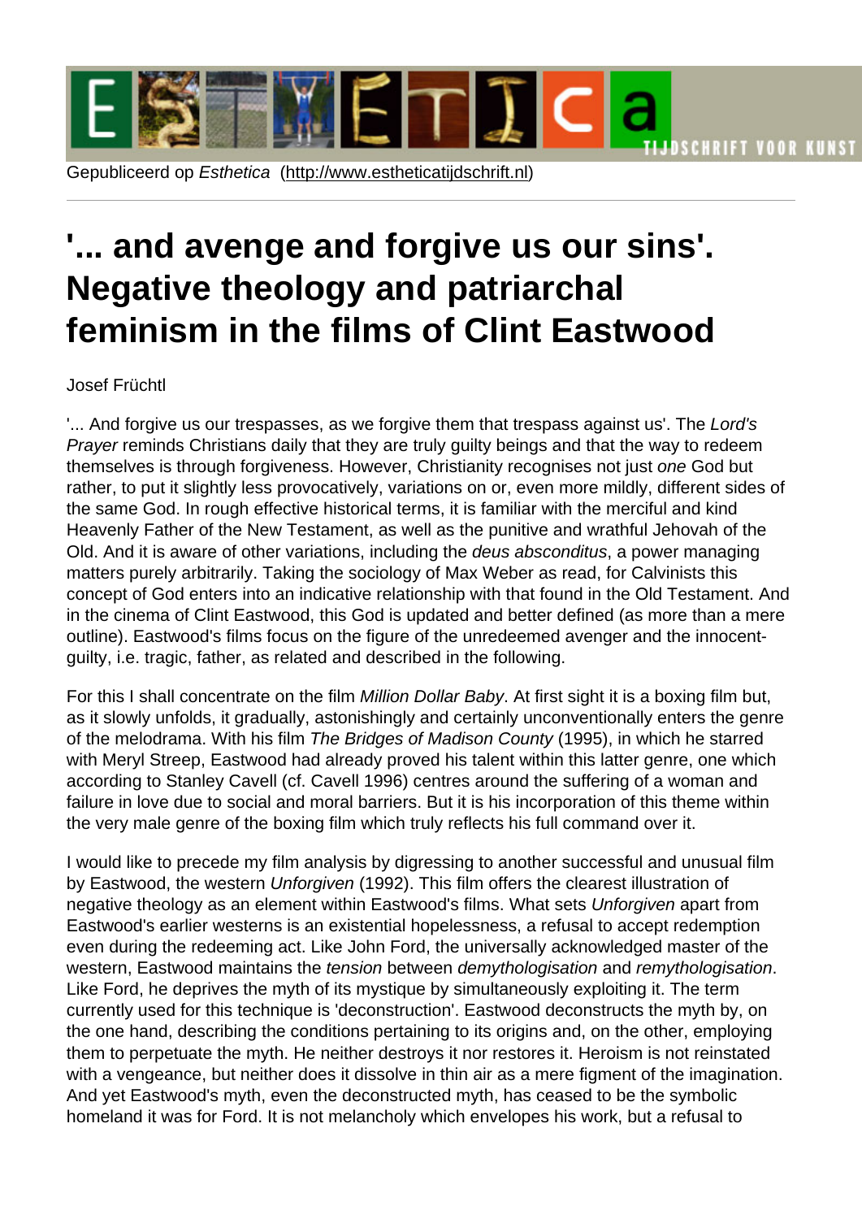Gepubliceerd op *Esthetica* (http://www.estheticatijdschrift.nl)

# '... and avenge and forgive us our sins'. Negative theology and patriarchal feminism in the films of Clint Eastwood

Josef Früchtl

'... And forgive us our trespasses, as we forgive them that trespass against us'. The *Lord's Prayer* reminds Christians daily that they are truly guilty beings and that the way to redeem themselves is through forgiveness. However, Christianity recognises not just *one* God but rather, to put it slightly less provocatively, variations on or, even more mildly, different sides of the same God. In rough effective historical terms, it is familiar with the merciful and kind Heavenly Father of the New Testament, as well as the punitive and wrathful Jehovah of the Old. And it is aware of other variations, including the *deus absconditus*, a power managing matters purely arbitrarily. Taking the sociology of Max Weber as read, for Calvinists this concept of God enters into an indicative relationship with that found in the Old Testament. And in the cinema of Clint Eastwood, this God is updated and better defined (as more than a mere outline). Eastwood's films focus on the figure of the unredeemed avenger and the innocent-guilty, i.e. tragic, father, as related and described in the following.

For this I shall concentrate on the film *Million Dollar Baby*. At first sight it is a boxing film but, as it slowly unfolds, it gradually, astonishingly and certainly unconventionally enters the genre of the melodrama. With his film *The Bridges of Madison County* (1995), in which he starred with Meryl Streep, Eastwood had already proved his talent within this latter genre, one which according to Stanley Cavell (cf. Cavell 1996) centres around the suffering of a woman and failure in love due to social and moral barriers. But it is his incorporation of this theme within the very male genre of the boxing film which truly reflects his full command over it.

I would like to precede my film analysis by digressing to another successful and unusual film by Eastwood, the western *Unforgiven* (1992). This film offers the clearest illustration of negative theology as an element within Eastwood's films. What sets *Unforgiven* apart from Eastwood's earlier westerns is an existential hopelessness, a refusal to accept redemption even during the redeeming act. Like John Ford, the universally acknowledged master of the western, Eastwood maintains the *tension* between *demythologisation* and *remythologisation*. Like Ford, he deprives the myth of its mystique by simultaneously exploiting it. The term currently used for this technique is 'deconstruction'. Eastwood deconstructs the myth by, on the one hand, describing the conditions pertaining to its origins and, on the other, employing them to perpetuate the myth. He neither destroys it nor restores it. Heroism is not reinstated with a vengeance, but neither does it dissolve in thin air as a mere figment of the imagination. And yet Eastwood's myth, even the deconstructed myth, has ceased to be the symbolic homeland it was for Ford. It is not melancholy which envelopes his work, but a refusal to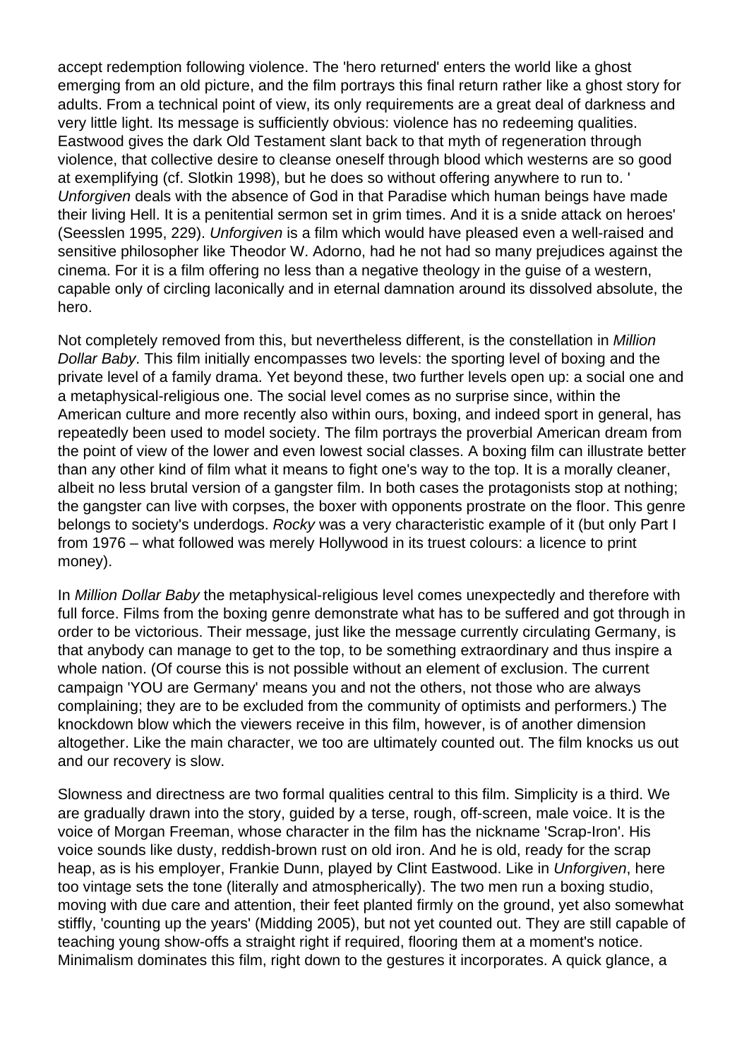accept redemption following violence. The 'hero returned' enters the world like a ghost emerging from an old picture, and the film portrays this final return rather like a ghost story for adults. From a technical point of view, its only requirements are a great deal of darkness and very little light. Its message is sufficiently obvious: violence has no redeeming qualities. Eastwood gives the dark Old Testament slant back to that myth of regeneration through violence, that collective desire to cleanse oneself through blood which westerns are so good at exemplifying (cf. Slotkin 1998), but he does so without offering anywhere to run to. '*Unforgiven* deals with the absence of God in that Paradise which human beings have made their living Hell. It is a penitential sermon set in grim times. And it is a snide attack on heroes' (Seesslen 1995, 229). *Unforgiven* is a film which would have pleased even a well-raised and sensitive philosopher like Theodor W. Adorno, had he not had so many prejudices against the cinema. For it is a film offering no less than a negative theology in the guise of a western, capable only of circling laconically and in eternal damnation around its dissolved absolute, the hero.

Not completely removed from this, but nevertheless different, is the constellation in *Million Dollar Baby*. This film initially encompasses two levels: the sporting level of boxing and the private level of a family drama. Yet beyond these, two further levels open up: a social one and a metaphysical-religious one. The social level comes as no surprise since, within the American culture and more recently also within ours, boxing, and indeed sport in general, has repeatedly been used to model society. The film portrays the proverbial American dream from the point of view of the lower and even lowest social classes. A boxing film can illustrate better than any other kind of film what it means to fight one's way to the top. It is a morally cleaner, albeit no less brutal version of a gangster film. In both cases the protagonists stop at nothing; the gangster can live with corpses, the boxer with opponents prostrate on the floor. This genre belongs to society's underdogs. *Rocky* was a very characteristic example of it (but only Part I from 1976 – what followed was merely Hollywood in its truest colours: a licence to print money).

In *Million Dollar Baby* the metaphysical-religious level comes unexpectedly and therefore with full force. Films from the boxing genre demonstrate what has to be suffered and got through in order to be victorious. Their message, just like the message currently circulating Germany, is that anybody can manage to get to the top, to be something extraordinary and thus inspire a whole nation. (Of course this is not possible without an element of exclusion. The current campaign 'YOU are Germany' means you and not the others, not those who are always complaining; they are to be excluded from the community of optimists and performers.) The knockdown blow which the viewers receive in this film, however, is of another dimension altogether. Like the main character, we too are ultimately counted out. The film knocks us out and our recovery is slow.

Slowness and directness are two formal qualities central to this film. Simplicity is a third. We are gradually drawn into the story, guided by a terse, rough, off-screen, male voice. It is the voice of Morgan Freeman, whose character in the film has the nickname 'Scrap-Iron'. His voice sounds like dusty, reddish-brown rust on old iron. And he is old, ready for the scrap heap, as is his employer, Frankie Dunn, played by Clint Eastwood. Like in *Unforgiven*, here too vintage sets the tone (literally and atmospherically). The two men run a boxing studio, moving with due care and attention, their feet planted firmly on the ground, yet also somewhat stiffly, 'counting up the years' (Midding 2005), but not yet counted out. They are still capable of teaching young show-offs a straight right if required, flooring them at a moment's notice. Minimalism dominates this film, right down to the gestures it incorporates. A quick glance, a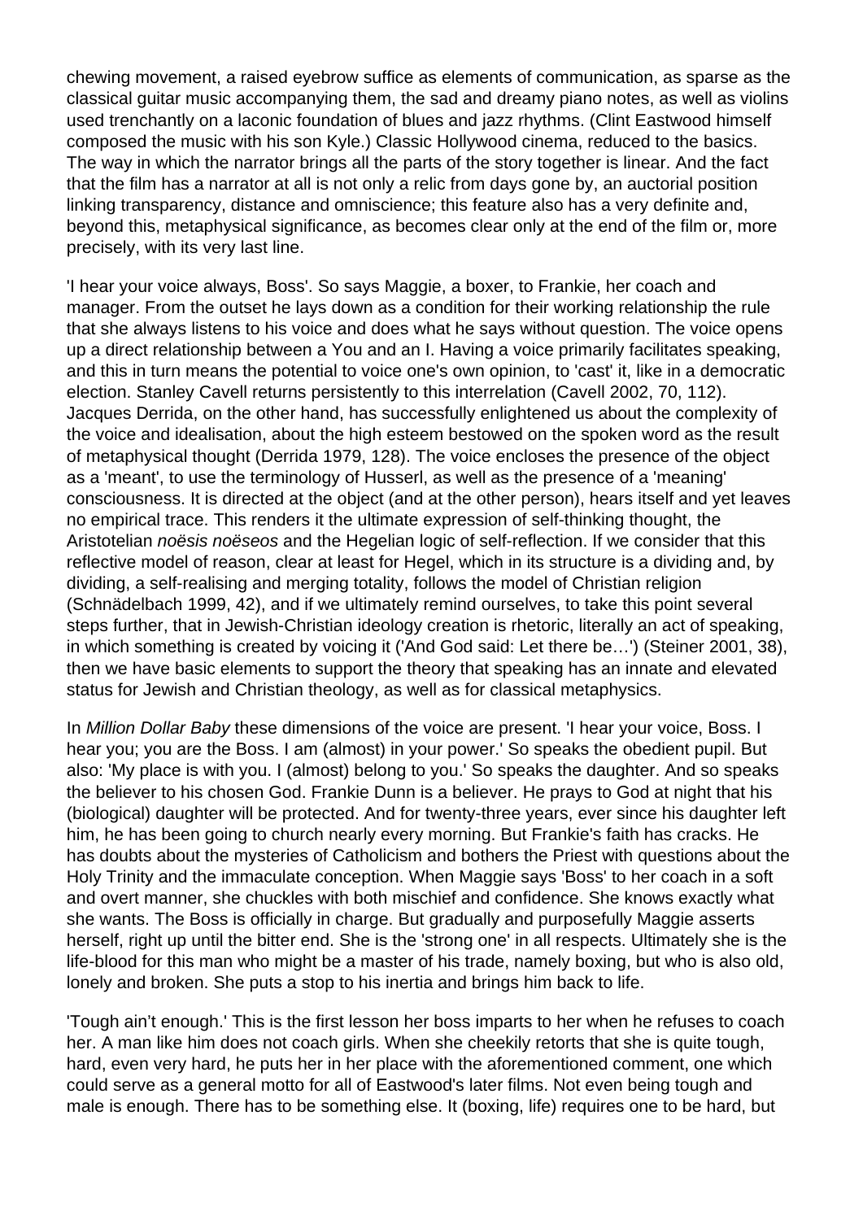chewing movement, a raised eyebrow suffice as elements of communication, as sparse as the classical guitar music accompanying them, the sad and dreamy piano notes, as well as violins used trenchantly on a laconic foundation of blues and jazz rhythms. (Clint Eastwood himself composed the music with his son Kyle.) Classic Hollywood cinema, reduced to the basics. The way in which the narrator brings all the parts of the story together is linear. And the fact that the film has a narrator at all is not only a relic from days gone by, an auctorial position linking transparency, distance and omniscience; this feature also has a very definite and, beyond this, metaphysical significance, as becomes clear only at the end of the film or, more precisely, with its very last line.

'I hear your voice always, Boss'. So says Maggie, a boxer, to Frankie, her coach and manager. From the outset he lays down as a condition for their working relationship the rule that she always listens to his voice and does what he says without question. The voice opens up a direct relationship between a You and an I. Having a voice primarily facilitates speaking, and this in turn means the potential to voice one's own opinion, to 'cast' it, like in a democratic election. Stanley Cavell returns persistently to this interrelation (Cavell 2002, 70, 112). Jacques Derrida, on the other hand, has successfully enlightened us about the complexity of the voice and idealisation, about the high esteem bestowed on the spoken word as the result of metaphysical thought (Derrida 1979, 128). The voice encloses the presence of the object as a 'meant', to use the terminology of Husserl, as well as the presence of a 'meaning' consciousness. It is directed at the object (and at the other person), hears itself and yet leaves no empirical trace. This renders it the ultimate expression of self-thinking thought, the Aristotelian *noësis noëseos* and the Hegelian logic of self-reflection. If we consider that this reflective model of reason, clear at least for Hegel, which in its structure is a dividing and, by dividing, a self-realising and merging totality, follows the model of Christian religion (Schnädelbach 1999, 42), and if we ultimately remind ourselves, to take this point several steps further, that in Jewish-Christian ideology creation is rhetoric, literally an act of speaking, in which something is created by voicing it ('And God said: Let there be…') (Steiner 2001, 38), then we have basic elements to support the theory that speaking has an innate and elevated status for Jewish and Christian theology, as well as for classical metaphysics.

In *Million Dollar Baby* these dimensions of the voice are present. 'I hear your voice, Boss. I hear you; you are the Boss. I am (almost) in your power.' So speaks the obedient pupil. But also: 'My place is with you. I (almost) belong to you.' So speaks the daughter. And so speaks the believer to his chosen God. Frankie Dunn is a believer. He prays to God at night that his (biological) daughter will be protected. And for twenty-three years, ever since his daughter left him, he has been going to church nearly every morning. But Frankie's faith has cracks. He has doubts about the mysteries of Catholicism and bothers the Priest with questions about the Holy Trinity and the immaculate conception. When Maggie says 'Boss' to her coach in a soft and overt manner, she chuckles with both mischief and confidence. She knows exactly what she wants. The Boss is officially in charge. But gradually and purposefully Maggie asserts herself, right up until the bitter end. She is the 'strong one' in all respects. Ultimately she is the life-blood for this man who might be a master of his trade, namely boxing, but who is also old, lonely and broken. She puts a stop to his inertia and brings him back to life.

'Tough ain't enough.' This is the first lesson her boss imparts to her when he refuses to coach her. A man like him does not coach girls. When she cheekily retorts that she is quite tough, hard, even very hard, he puts her in her place with the aforementioned comment, one which could serve as a general motto for all of Eastwood's later films. Not even being tough and male is enough. There has to be something else. It (boxing, life) requires one to be hard, but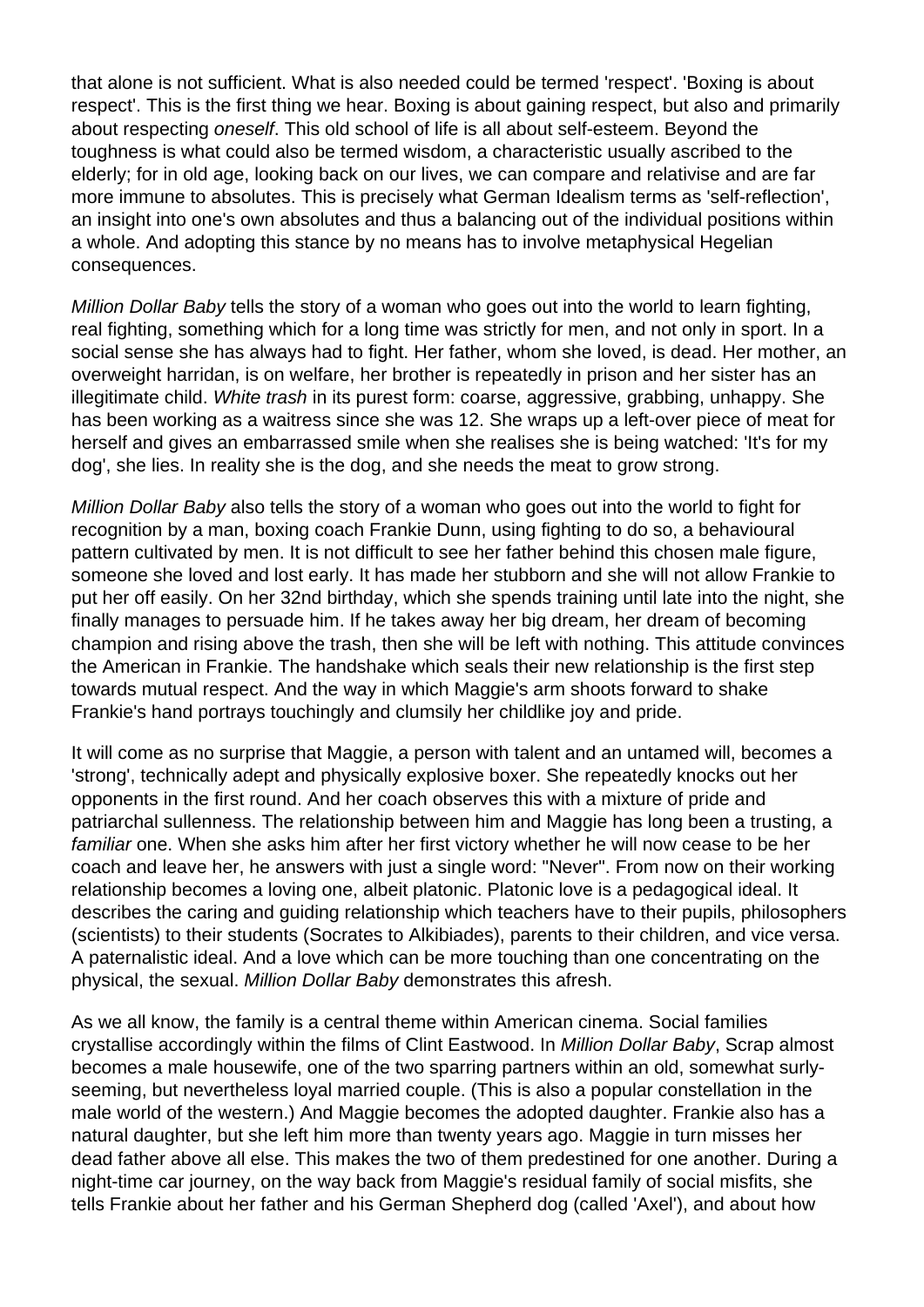that alone is not sufficient. What is also needed could be termed 'respect'. 'Boxing is about respect'. This is the first thing we hear. Boxing is about gaining respect, but also and primarily about respecting *oneself*. This old school of life is all about self-esteem. Beyond the toughness is what could also be termed wisdom, a characteristic usually ascribed to the elderly; for in old age, looking back on our lives, we can compare and relativise and are far more immune to absolutes. This is precisely what German Idealism terms as 'self-reflection', an insight into one's own absolutes and thus a balancing out of the individual positions within a whole. And adopting this stance by no means has to involve metaphysical Hegelian consequences.

*Million Dollar Baby* tells the story of a woman who goes out into the world to learn fighting, real fighting, something which for a long time was strictly for men, and not only in sport. In a social sense she has always had to fight. Her father, whom she loved, is dead. Her mother, an overweight harridan, is on welfare, her brother is repeatedly in prison and her sister has an illegitimate child. *White trash* in its purest form: coarse, aggressive, grabbing, unhappy. She has been working as a waitress since she was 12. She wraps up a left-over piece of meat for herself and gives an embarrassed smile when she realises she is being watched: 'It's for my dog', she lies. In reality she is the dog, and she needs the meat to grow strong.

*Million Dollar Baby* also tells the story of a woman who goes out into the world to fight for recognition by a man, boxing coach Frankie Dunn, using fighting to do so, a behavioural pattern cultivated by men. It is not difficult to see her father behind this chosen male figure, someone she loved and lost early. It has made her stubborn and she will not allow Frankie to put her off easily. On her 32nd birthday, which she spends training until late into the night, she finally manages to persuade him. If he takes away her big dream, her dream of becoming champion and rising above the trash, then she will be left with nothing. This attitude convinces the American in Frankie. The handshake which seals their new relationship is the first step towards mutual respect. And the way in which Maggie's arm shoots forward to shake Frankie's hand portrays touchingly and clumsily her childlike joy and pride.

It will come as no surprise that Maggie, a person with talent and an untamed will, becomes a 'strong', technically adept and physically explosive boxer. She repeatedly knocks out her opponents in the first round. And her coach observes this with a mixture of pride and patriarchal sullenness. The relationship between him and Maggie has long been a trusting, a *familiar* one. When she asks him after her first victory whether he will now cease to be her coach and leave her, he answers with just a single word: "Never". From now on their working relationship becomes a loving one, albeit platonic. Platonic love is a pedagogical ideal. It describes the caring and guiding relationship which teachers have to their pupils, philosophers (scientists) to their students (Socrates to Alkibiades), parents to their children, and vice versa. A paternalistic ideal. And a love which can be more touching than one concentrating on the physical, the sexual. *Million Dollar Baby* demonstrates this afresh.

As we all know, the family is a central theme within American cinema. Social families crystallise accordingly within the films of Clint Eastwood. In *Million Dollar Baby*, Scrap almost becomes a male housewife, one of the two sparring partners within an old, somewhat surly-seeming, but nevertheless loyal married couple. (This is also a popular constellation in the male world of the western.) And Maggie becomes the adopted daughter. Frankie also has a natural daughter, but she left him more than twenty years ago. Maggie in turn misses her dead father above all else. This makes the two of them predestined for one another. During a night-time car journey, on the way back from Maggie's residual family of social misfits, she tells Frankie about her father and his German Shepherd dog (called 'Axel'), and about how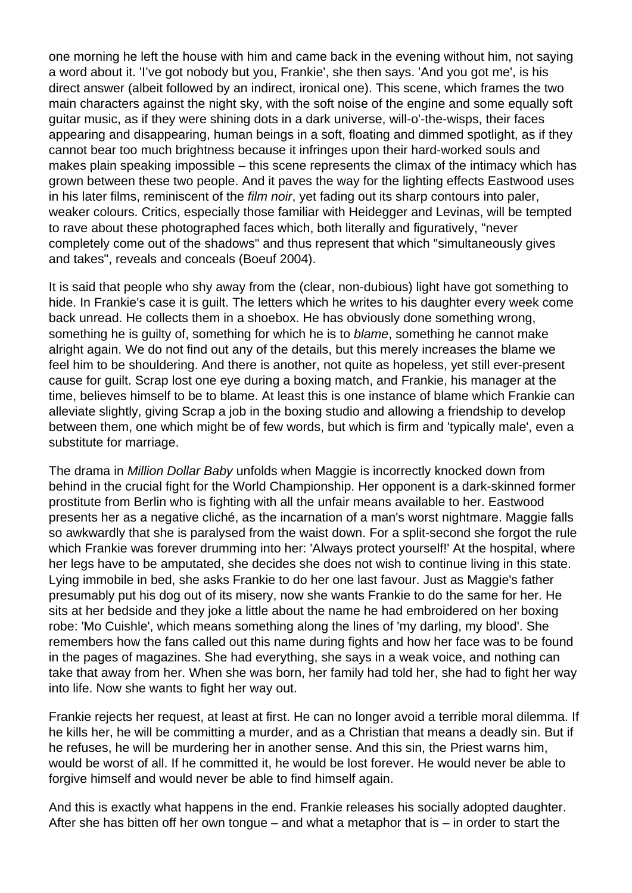one morning he left the house with him and came back in the evening without him, not saying a word about it. 'I've got nobody but you, Frankie', she then says. 'And you got me', is his direct answer (albeit followed by an indirect, ironical one). This scene, which frames the two main characters against the night sky, with the soft noise of the engine and some equally soft guitar music, as if they were shining dots in a dark universe, will-o'-the-wisps, their faces appearing and disappearing, human beings in a soft, floating and dimmed spotlight, as if they cannot bear too much brightness because it infringes upon their hard-worked souls and makes plain speaking impossible – this scene represents the climax of the intimacy which has grown between these two people. And it paves the way for the lighting effects Eastwood uses in his later films, reminiscent of the *film noir*, yet fading out its sharp contours into paler, weaker colours. Critics, especially those familiar with Heidegger and Levinas, will be tempted to rave about these photographed faces which, both literally and figuratively, "never completely come out of the shadows" and thus represent that which "simultaneously gives and takes", reveals and conceals (Boeuf 2004).

It is said that people who shy away from the (clear, non-dubious) light have got something to hide. In Frankie's case it is guilt. The letters which he writes to his daughter every week come back unread. He collects them in a shoebox. He has obviously done something wrong, something he is guilty of, something for which he is to *blame*, something he cannot make alright again. We do not find out any of the details, but this merely increases the blame we feel him to be shouldering. And there is another, not quite as hopeless, yet still ever-present cause for guilt. Scrap lost one eye during a boxing match, and Frankie, his manager at the time, believes himself to be to blame. At least this is one instance of blame which Frankie can alleviate slightly, giving Scrap a job in the boxing studio and allowing a friendship to develop between them, one which might be of few words, but which is firm and 'typically male', even a substitute for marriage.

The drama in *Million Dollar Baby* unfolds when Maggie is incorrectly knocked down from behind in the crucial fight for the World Championship. Her opponent is a dark-skinned former prostitute from Berlin who is fighting with all the unfair means available to her. Eastwood presents her as a negative cliché, as the incarnation of a man's worst nightmare. Maggie falls so awkwardly that she is paralysed from the waist down. For a split-second she forgot the rule which Frankie was forever drumming into her: 'Always protect yourself!' At the hospital, where her legs have to be amputated, she decides she does not wish to continue living in this state. Lying immobile in bed, she asks Frankie to do her one last favour. Just as Maggie's father presumably put his dog out of its misery, now she wants Frankie to do the same for her. He sits at her bedside and they joke a little about the name he had embroidered on her boxing robe: 'Mo Cuishle', which means something along the lines of 'my darling, my blood'. She remembers how the fans called out this name during fights and how her face was to be found in the pages of magazines. She had everything, she says in a weak voice, and nothing can take that away from her. When she was born, her family had told her, she had to fight her way into life. Now she wants to fight her way out.

Frankie rejects her request, at least at first. He can no longer avoid a terrible moral dilemma. If he kills her, he will be committing a murder, and as a Christian that means a deadly sin. But if he refuses, he will be murdering her in another sense. And this sin, the Priest warns him, would be worst of all. If he committed it, he would be lost forever. He would never be able to forgive himself and would never be able to find himself again.

And this is exactly what happens in the end. Frankie releases his socially adopted daughter. After she has bitten off her own tongue – and what a metaphor that is – in order to start the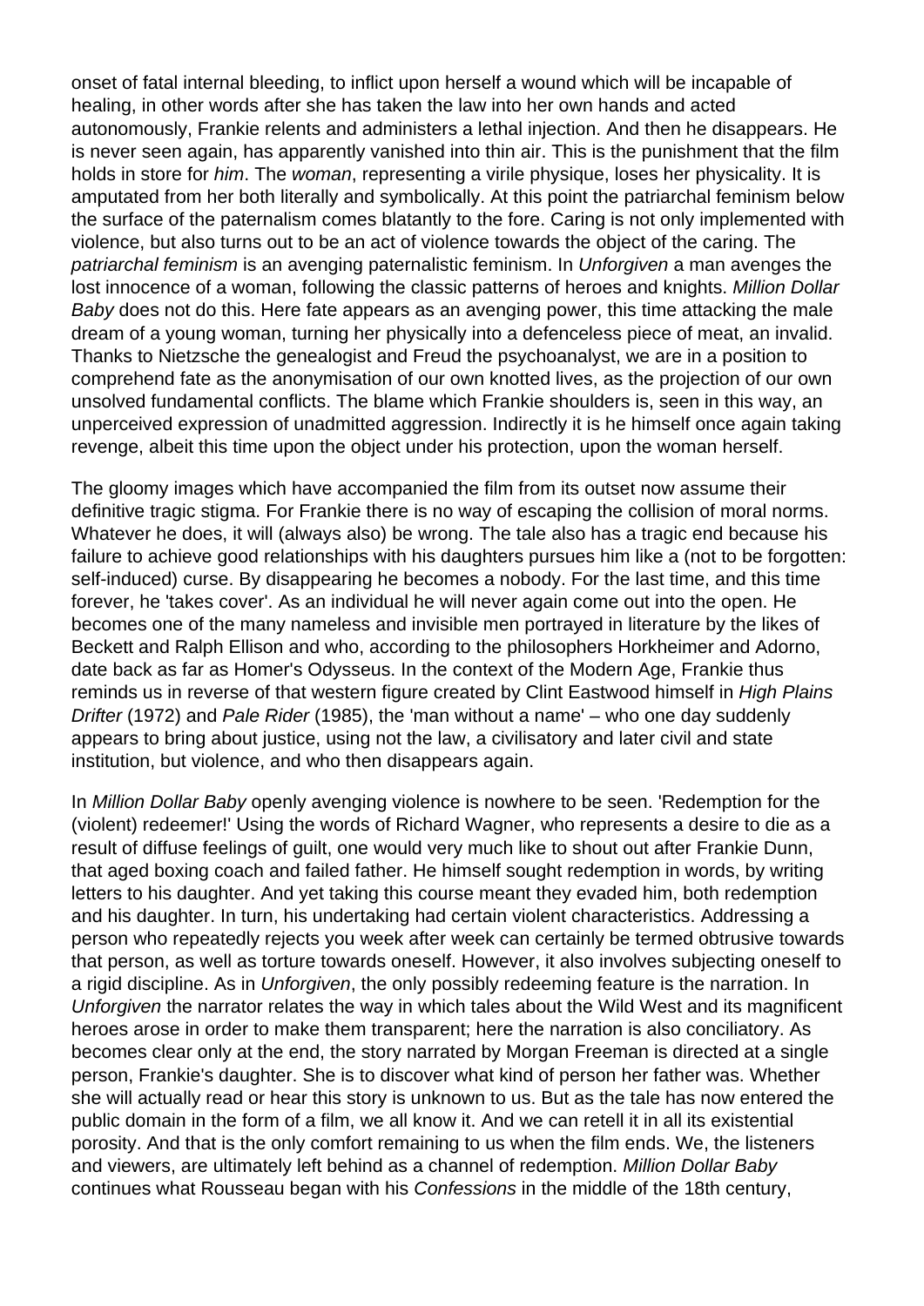onset of fatal internal bleeding, to inflict upon herself a wound which will be incapable of healing, in other words after she has taken the law into her own hands and acted autonomously, Frankie relents and administers a lethal injection. And then he disappears. He is never seen again, has apparently vanished into thin air. This is the punishment that the film holds in store for *him*. The *woman*, representing a virile physique, loses her physicality. It is amputated from her both literally and symbolically. At this point the patriarchal feminism below the surface of the paternalism comes blatantly to the fore. Caring is not only implemented with violence, but also turns out to be an act of violence towards the object of the caring. The *patriarchal feminism* is an avenging paternalistic feminism. In *Unforgiven* a man avenges the lost innocence of a woman, following the classic patterns of heroes and knights. *Million Dollar Baby* does not do this. Here fate appears as an avenging power, this time attacking the male dream of a young woman, turning her physically into a defenceless piece of meat, an invalid. Thanks to Nietzsche the genealogist and Freud the psychoanalyst, we are in a position to comprehend fate as the anonymisation of our own knotted lives, as the projection of our own unsolved fundamental conflicts. The blame which Frankie shoulders is, seen in this way, an unperceived expression of unadmitted aggression. Indirectly it is he himself once again taking revenge, albeit this time upon the object under his protection, upon the woman herself.

The gloomy images which have accompanied the film from its outset now assume their definitive tragic stigma. For Frankie there is no way of escaping the collision of moral norms. Whatever he does, it will (always also) be wrong. The tale also has a tragic end because his failure to achieve good relationships with his daughters pursues him like a (not to be forgotten: self-induced) curse. By disappearing he becomes a nobody. For the last time, and this time forever, he 'takes cover'. As an individual he will never again come out into the open. He becomes one of the many nameless and invisible men portrayed in literature by the likes of Beckett and Ralph Ellison and who, according to the philosophers Horkheimer and Adorno, date back as far as Homer's Odysseus. In the context of the Modern Age, Frankie thus reminds us in reverse of that western figure created by Clint Eastwood himself in *High Plains Drifter* (1972) and *Pale Rider* (1985), the 'man without a name' – who one day suddenly appears to bring about justice, using not the law, a civilisatory and later civil and state institution, but violence, and who then disappears again.

In *Million Dollar Baby* openly avenging violence is nowhere to be seen. 'Redemption for the (violent) redeemer!' Using the words of Richard Wagner, who represents a desire to die as a result of diffuse feelings of guilt, one would very much like to shout out after Frankie Dunn, that aged boxing coach and failed father. He himself sought redemption in words, by writing letters to his daughter. And yet taking this course meant they evaded him, both redemption and his daughter. In turn, his undertaking had certain violent characteristics. Addressing a person who repeatedly rejects you week after week can certainly be termed obtrusive towards that person, as well as torture towards oneself. However, it also involves subjecting oneself to a rigid discipline. As in *Unforgiven*, the only possibly redeeming feature is the narration. In *Unforgiven* the narrator relates the way in which tales about the Wild West and its magnificent heroes arose in order to make them transparent; here the narration is also conciliatory. As becomes clear only at the end, the story narrated by Morgan Freeman is directed at a single person, Frankie's daughter. She is to discover what kind of person her father was. Whether she will actually read or hear this story is unknown to us. But as the tale has now entered the public domain in the form of a film, we all know it. And we can retell it in all its existential porosity. And that is the only comfort remaining to us when the film ends. We, the listeners and viewers, are ultimately left behind as a channel of redemption. *Million Dollar Baby* continues what Rousseau began with his *Confessions* in the middle of the 18th century,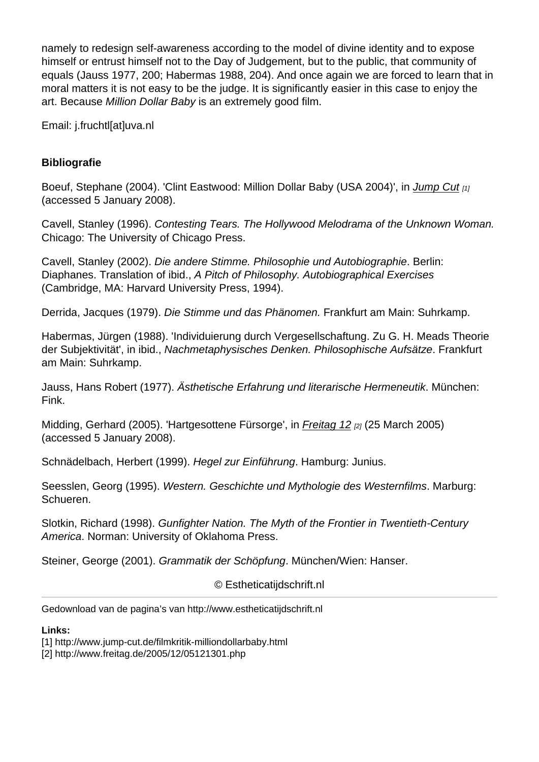namely to redesign self-awareness according to the model of divine identity and to expose himself or entrust himself not to the Day of Judgement, but to the public, that community of equals (Jauss 1977, 200; Habermas 1988, 204). And once again we are forced to learn that in moral matters it is not easy to be the judge. It is significantly easier in this case to enjoy the art. Because *Million Dollar Baby* is an extremely good film.

Email: j.fruchtl[at]uva.nl

**Bibliografie**

Boeuf, Stephane (2004). 'Clint Eastwood: Million Dollar Baby (USA 2004)', in Jump Cut [1] (accessed 5 January 2008).

Cavell, Stanley (1996). *Contesting Tears. The Hollywood Melodrama of the Unknown Woman.* Chicago: The University of Chicago Press.

Cavell, Stanley (2002). *Die andere Stimme. Philosophie und Autobiographie*. Berlin: Diaphanes. Translation of ibid., *A Pitch of Philosophy. Autobiographical Exercises* (Cambridge, MA: Harvard University Press, 1994).

Derrida, Jacques (1979). *Die Stimme und das Phänomen.* Frankfurt am Main: Suhrkamp.

Habermas, Jürgen (1988). 'Individuierung durch Vergesellschaftung. Zu G. H. Meads Theorie der Subjektivität', in ibid., *Nachmetaphysisches Denken. Philosophische Aufsätze*. Frankfurt am Main: Suhrkamp.

Jauss, Hans Robert (1977). *Ästhetische Erfahrung und literarische Hermeneutik*. München: Fink.

Midding, Gerhard (2005). 'Hartgesottene Fürsorge', in Freitag 12 [2] (25 March 2005) (accessed 5 January 2008).

Schnädelbach, Herbert (1999). *Hegel zur Einführung*. Hamburg: Junius.

Seesslen, Georg (1995). *Western. Geschichte und Mythologie des Westernfilms*. Marburg: Schueren.

Slotkin, Richard (1998). *Gunfighter Nation. The Myth of the Frontier in Twentieth-Century America*. Norman: University of Oklahoma Press.

Steiner, George (2001). *Grammatik der Schöpfung*. München/Wien: Hanser.

© Estheticatijdschrift.nl

Gedownload van de pagina's van http://www.estheticatijdschrift.nl

**Links:**

[1] http://www.jump-cut.de/filmkritik-milliondollarbaby.html
[2] http://www.freitag.de/2005/12/05121301.php